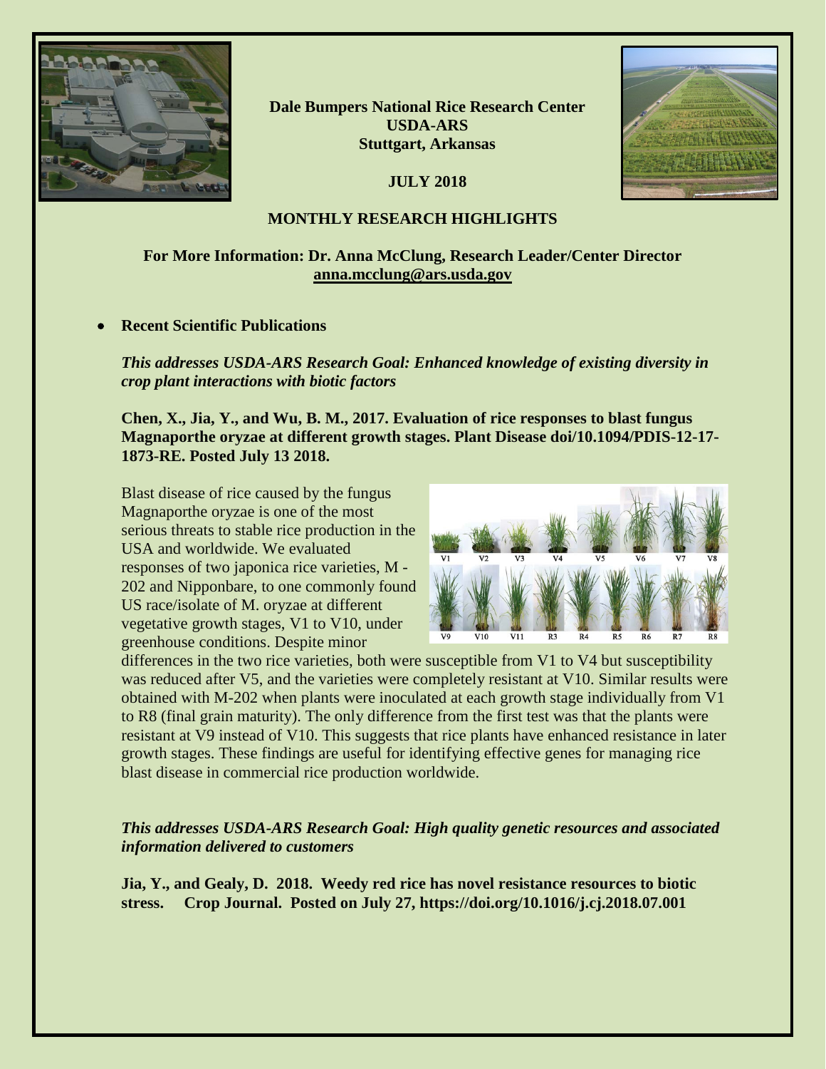**Dale Bumpers National Rice Research Center**
**USDA-ARS**
**Stuttgart, Arkansas**

**JULY 2018**

## MONTHLY RESEARCH HIGHLIGHTS

**For More Information: Dr. Anna McClung, Research Leader/Center Director**
**anna.mcclung@ars.usda.gov**

- **Recent Scientific Publications**

***This addresses USDA-ARS Research Goal: Enhanced knowledge of existing diversity in crop plant interactions with biotic factors***

**Chen, X., Jia, Y., and Wu, B. M., 2017. Evaluation of rice responses to blast fungus Magnaporthe oryzae at different growth stages. Plant Disease doi/10.1094/PDIS-12-17-1873-RE. Posted July 13 2018.**

Blast disease of rice caused by the fungus Magnaporthe oryzae is one of the most serious threats to stable rice production in the USA and worldwide. We evaluated responses of two japonica rice varieties, M - 202 and Nipponbare, to one commonly found US race/isolate of M. oryzae at different vegetative growth stages, V1 to V10, under greenhouse conditions. Despite minor differences in the two rice varieties, both were susceptible from V1 to V4 but susceptibility was reduced after V5, and the varieties were completely resistant at V10. Similar results were obtained with M-202 when plants were inoculated at each growth stage individually from V1 to R8 (final grain maturity). The only difference from the first test was that the plants were resistant at V9 instead of V10. This suggests that rice plants have enhanced resistance in later growth stages. These findings are useful for identifying effective genes for managing rice blast disease in commercial rice production worldwide.

***This addresses USDA-ARS Research Goal: High quality genetic resources and associated information delivered to customers***

**Jia, Y., and Gealy, D. 2018. Weedy red rice has novel resistance resources to biotic stress. Crop Journal. Posted on July 27, https://doi.org/10.1016/j.cj.2018.07.001**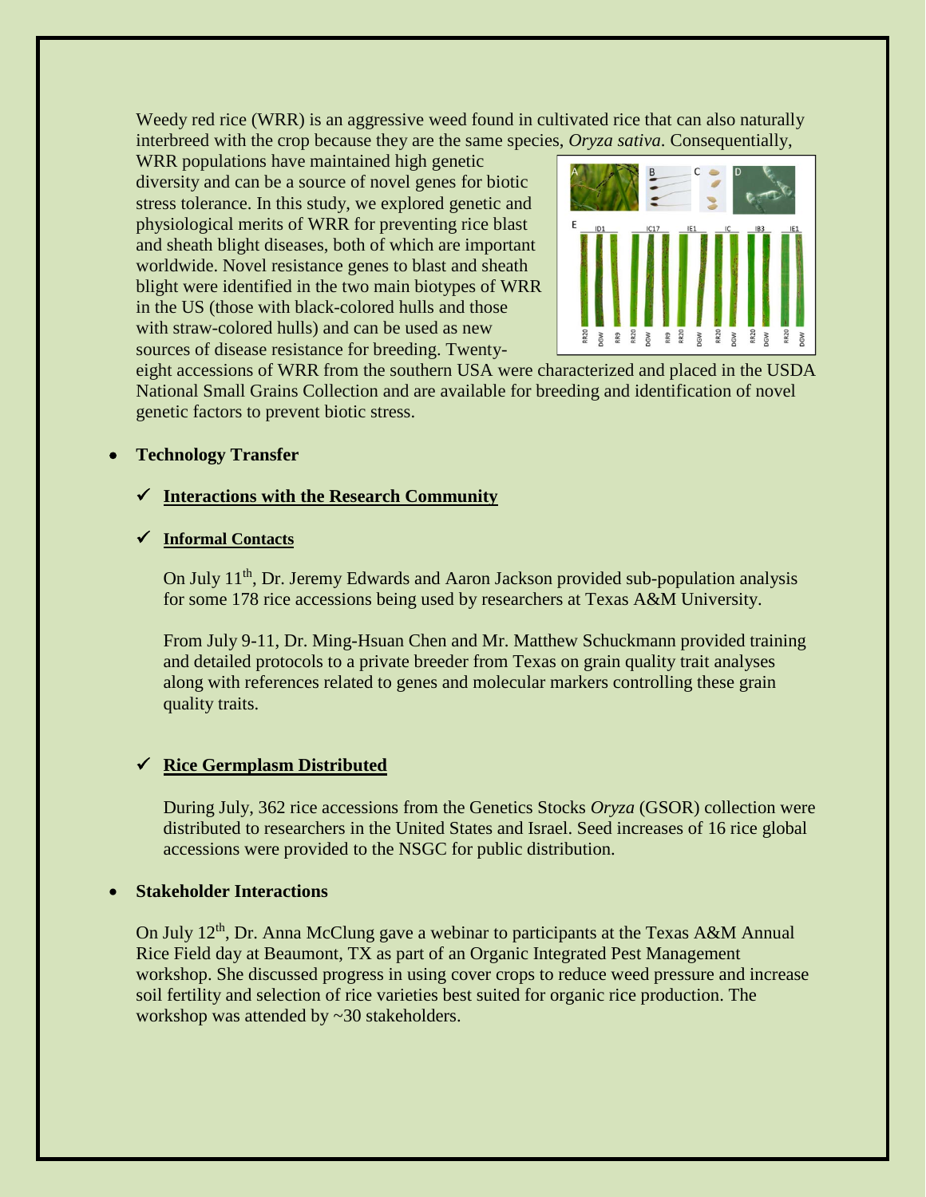Weedy red rice (WRR) is an aggressive weed found in cultivated rice that can also naturally interbreed with the crop because they are the same species, *Oryza sativa*. Consequentially, WRR populations have maintained high genetic diversity and can be a source of novel genes for biotic stress tolerance. In this study, we explored genetic and physiological merits of WRR for preventing rice blast and sheath blight diseases, both of which are important worldwide. Novel resistance genes to blast and sheath blight were identified in the two main biotypes of WRR in the US (those with black-colored hulls and those with straw-colored hulls) and can be used as new sources of disease resistance for breeding. Twenty-eight accessions of WRR from the southern USA were characterized and placed in the USDA National Small Grains Collection and are available for breeding and identification of novel genetic factors to prevent biotic stress.

- **Technology Transfer**

  ✓ **Interactions with the Research Community**

  ✓ **Informal Contacts**

  On July 11th, Dr. Jeremy Edwards and Aaron Jackson provided sub-population analysis for some 178 rice accessions being used by researchers at Texas A&M University.

  From July 9-11, Dr. Ming-Hsuan Chen and Mr. Matthew Schuckmann provided training and detailed protocols to a private breeder from Texas on grain quality trait analyses along with references related to genes and molecular markers controlling these grain quality traits.

  ✓ **Rice Germplasm Distributed**

  During July, 362 rice accessions from the Genetics Stocks *Oryza* (GSOR) collection were distributed to researchers in the United States and Israel. Seed increases of 16 rice global accessions were provided to the NSGC for public distribution.

- **Stakeholder Interactions**

On July 12th, Dr. Anna McClung gave a webinar to participants at the Texas A&M Annual Rice Field day at Beaumont, TX as part of an Organic Integrated Pest Management workshop. She discussed progress in using cover crops to reduce weed pressure and increase soil fertility and selection of rice varieties best suited for organic rice production. The workshop was attended by ~30 stakeholders.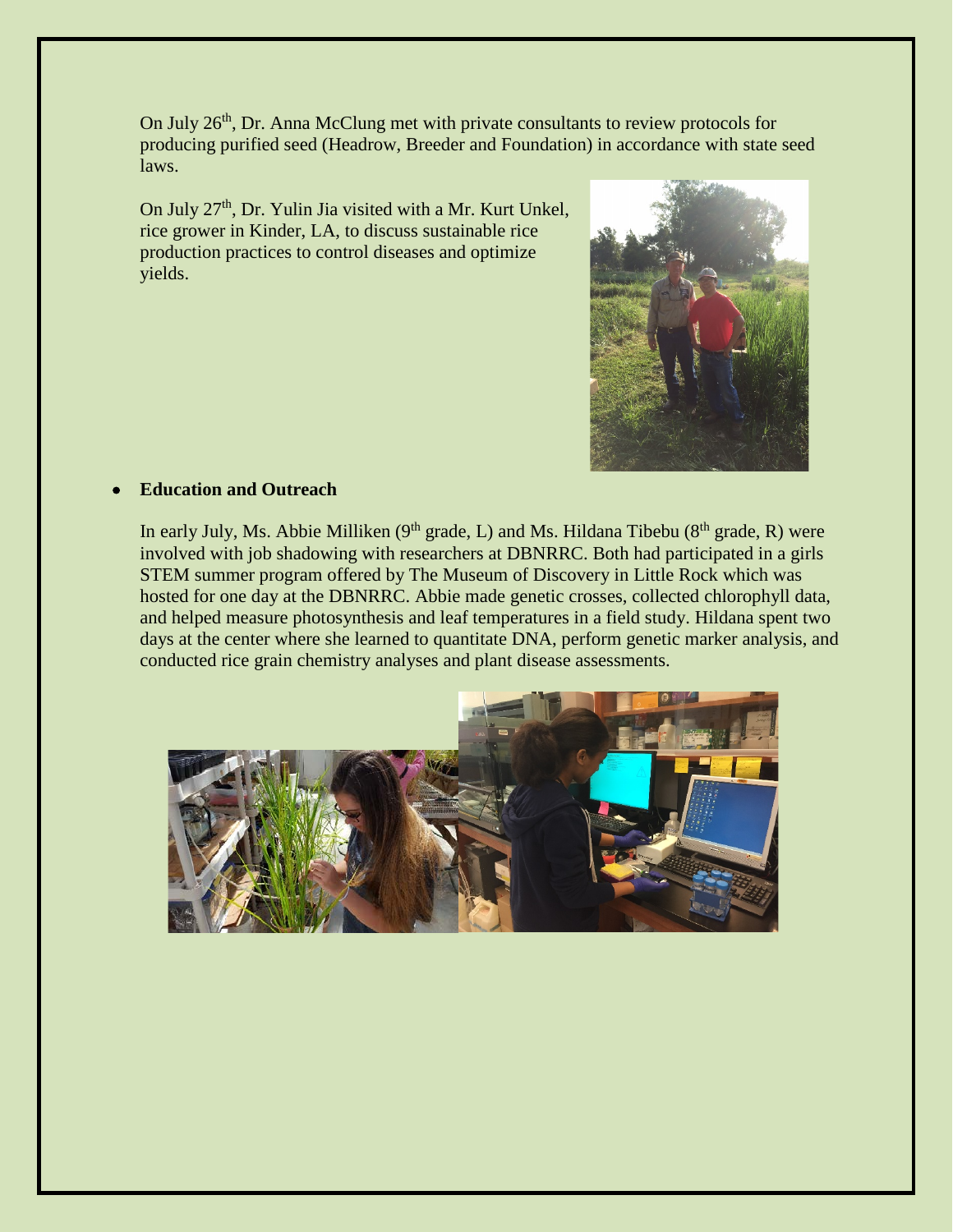On July 26th, Dr. Anna McClung met with private consultants to review protocols for producing purified seed (Headrow, Breeder and Foundation) in accordance with state seed laws.

On July 27th, Dr. Yulin Jia visited with a Mr. Kurt Unkel, rice grower in Kinder, LA, to discuss sustainable rice production practices to control diseases and optimize yields.

- **Education and Outreach**

In early July, Ms. Abbie Milliken (9th grade, L) and Ms. Hildana Tibebu (8th grade, R) were involved with job shadowing with researchers at DBNRRC. Both had participated in a girls STEM summer program offered by The Museum of Discovery in Little Rock which was hosted for one day at the DBNRRC. Abbie made genetic crosses, collected chlorophyll data, and helped measure photosynthesis and leaf temperatures in a field study. Hildana spent two days at the center where she learned to quantitate DNA, perform genetic marker analysis, and conducted rice grain chemistry analyses and plant disease assessments.